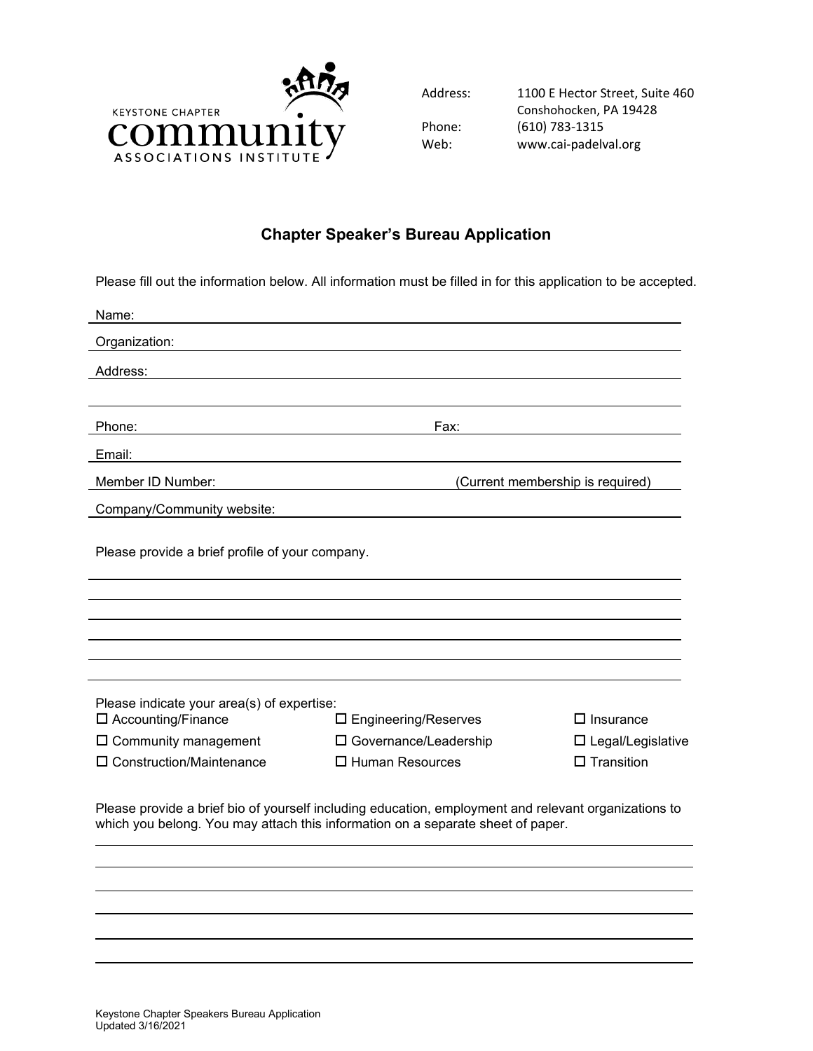KEYSTONE CHAPTER
community
ASSOCIATIONS INSTITUTE

Address: 1100 E Hector Street, Suite 460
Conshohocken, PA 19428
Phone: (610) 783-1315
Web: www.cai-padelval.org

## Chapter Speaker's Bureau Application

Please fill out the information below. All information must be filled in for this application to be accepted.

Name: \_\_\_\_\_\_\_\_\_\_\_\_\_\_\_\_\_\_\_\_\_\_\_\_\_\_\_\_\_\_\_\_\_\_\_\_\_\_\_\_

Organization: \_\_\_\_\_\_\_\_\_\_\_\_\_\_\_\_\_\_\_\_\_\_\_\_\_\_\_\_\_\_\_\_\_\_\_\_\_\_\_\_

Address: \_\_\_\_\_\_\_\_\_\_\_\_\_\_\_\_\_\_\_\_\_\_\_\_\_\_\_\_\_\_\_\_\_\_\_\_\_\_\_\_

\_\_\_\_\_\_\_\_\_\_\_\_\_\_\_\_\_\_\_\_\_\_\_\_\_\_\_\_\_\_\_\_\_\_\_\_\_\_\_\_

Phone: \_\_\_\_\_\_\_\_\_\_\_\_\_\_\_\_\_\_\_\_ Fax: \_\_\_\_\_\_\_\_\_\_\_\_\_\_\_\_\_\_\_\_

Email: \_\_\_\_\_\_\_\_\_\_\_\_\_\_\_\_\_\_\_\_\_\_\_\_\_\_\_\_\_\_\_\_\_\_\_\_\_\_\_\_

Member ID Number: \_\_\_\_\_\_\_\_\_\_\_\_\_\_\_\_\_\_\_\_ (Current membership is required)

Company/Community website: \_\_\_\_\_\_\_\_\_\_\_\_\_\_\_\_\_\_\_\_\_\_\_\_\_\_\_\_\_\_\_\_\_\_\_\_\_\_\_\_

Please provide a brief profile of your company.

\_\_\_\_\_\_\_\_\_\_\_\_\_\_\_\_\_\_\_\_\_\_\_\_\_\_\_\_\_\_\_\_\_\_\_\_\_\_\_\_

\_\_\_\_\_\_\_\_\_\_\_\_\_\_\_\_\_\_\_\_\_\_\_\_\_\_\_\_\_\_\_\_\_\_\_\_\_\_\_\_

\_\_\_\_\_\_\_\_\_\_\_\_\_\_\_\_\_\_\_\_\_\_\_\_\_\_\_\_\_\_\_\_\_\_\_\_\_\_\_\_

\_\_\_\_\_\_\_\_\_\_\_\_\_\_\_\_\_\_\_\_\_\_\_\_\_\_\_\_\_\_\_\_\_\_\_\_\_\_\_\_

\_\_\_\_\_\_\_\_\_\_\_\_\_\_\_\_\_\_\_\_\_\_\_\_\_\_\_\_\_\_\_\_\_\_\_\_\_\_\_\_

\_\_\_\_\_\_\_\_\_\_\_\_\_\_\_\_\_\_\_\_\_\_\_\_\_\_\_\_\_\_\_\_\_\_\_\_\_\_\_\_

Please indicate your area(s) of expertise:

- ☐ Accounting/Finance
- ☐ Community management
- ☐ Construction/Maintenance
- ☐ Engineering/Reserves
- ☐ Governance/Leadership
- ☐ Human Resources
- ☐ Insurance
- ☐ Legal/Legislative
- ☐ Transition

Please provide a brief bio of yourself including education, employment and relevant organizations to which you belong. You may attach this information on a separate sheet of paper.

\_\_\_\_\_\_\_\_\_\_\_\_\_\_\_\_\_\_\_\_\_\_\_\_\_\_\_\_\_\_\_\_\_\_\_\_\_\_\_\_

\_\_\_\_\_\_\_\_\_\_\_\_\_\_\_\_\_\_\_\_\_\_\_\_\_\_\_\_\_\_\_\_\_\_\_\_\_\_\_\_

\_\_\_\_\_\_\_\_\_\_\_\_\_\_\_\_\_\_\_\_\_\_\_\_\_\_\_\_\_\_\_\_\_\_\_\_\_\_\_\_

\_\_\_\_\_\_\_\_\_\_\_\_\_\_\_\_\_\_\_\_\_\_\_\_\_\_\_\_\_\_\_\_\_\_\_\_\_\_\_\_

\_\_\_\_\_\_\_\_\_\_\_\_\_\_\_\_\_\_\_\_\_\_\_\_\_\_\_\_\_\_\_\_\_\_\_\_\_\_\_\_

\_\_\_\_\_\_\_\_\_\_\_\_\_\_\_\_\_\_\_\_\_\_\_\_\_\_\_\_\_\_\_\_\_\_\_\_\_\_\_\_

Keystone Chapter Speakers Bureau Application
Updated 3/16/2021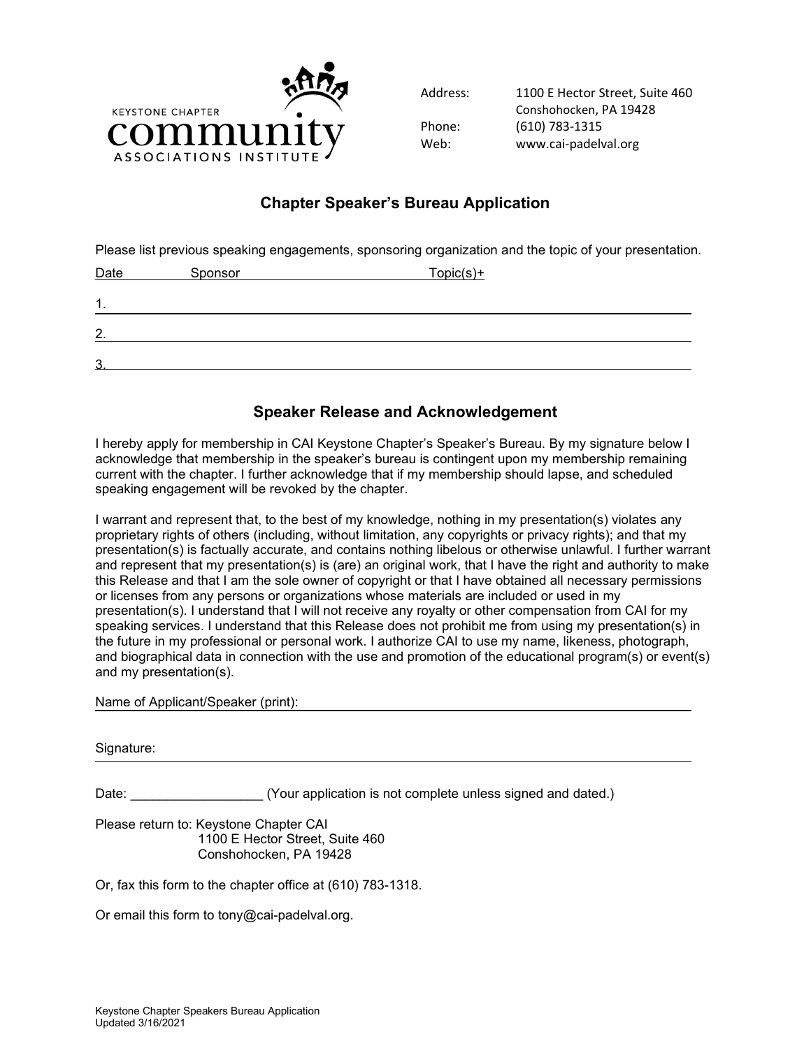KEYSTONE CHAPTER
community
ASSOCIATIONS INSTITUTE

Address: 1100 E Hector Street, Suite 460
Conshohocken, PA 19428
Phone: (610) 783-1315
Web: www.cai-padelval.org

## Chapter Speaker's Bureau Application

Please list previous speaking engagements, sponsoring organization and the topic of your presentation.

| Date | Sponsor | Topic(s)+ |
|---|---|---|
| 1. | | |
| 2. | | |
| 3. | | |

## Speaker Release and Acknowledgement

I hereby apply for membership in CAI Keystone Chapter's Speaker's Bureau. By my signature below I acknowledge that membership in the speaker's bureau is contingent upon my membership remaining current with the chapter. I further acknowledge that if my membership should lapse, and scheduled speaking engagement will be revoked by the chapter.

I warrant and represent that, to the best of my knowledge, nothing in my presentation(s) violates any proprietary rights of others (including, without limitation, any copyrights or privacy rights); and that my presentation(s) is factually accurate, and contains nothing libelous or otherwise unlawful. I further warrant and represent that my presentation(s) is (are) an original work, that I have the right and authority to make this Release and that I am the sole owner of copyright or that I have obtained all necessary permissions or licenses from any persons or organizations whose materials are included or used in my presentation(s). I understand that I will not receive any royalty or other compensation from CAI for my speaking services. I understand that this Release does not prohibit me from using my presentation(s) in the future in my professional or personal work. I authorize CAI to use my name, likeness, photograph, and biographical data in connection with the use and promotion of the educational program(s) or event(s) and my presentation(s).

Name of Applicant/Speaker (print): ______________________________

Signature: ______________________________

Date: _________________ (Your application is not complete unless signed and dated.)

Please return to: Keystone Chapter CAI
1100 E Hector Street, Suite 460
Conshohocken, PA 19428

Or, fax this form to the chapter office at (610) 783-1318.

Or email this form to tony@cai-padelval.org.

Keystone Chapter Speakers Bureau Application
Updated 3/16/2021